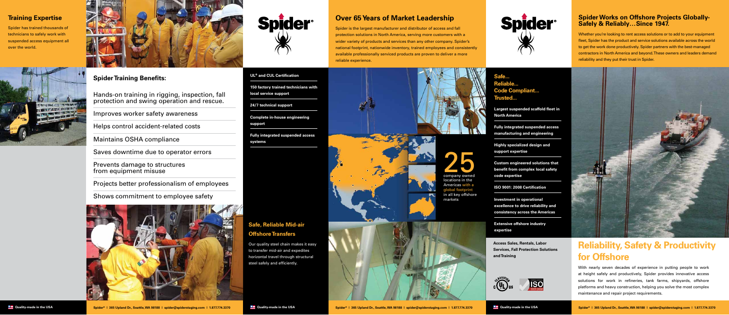## Training Expertise

Spider has trained thousands of technicians to safely work with suspended access equipment all over the world.

### Spider Training Benefits:

Hands-on training in rigging, inspection, fall protection and swing operation and rescue.

Improves worker safety awareness

Helps control accident-related costs

Maintains OSHA compliance

Saves downtime due to operator errors

Prevents damage to structures from equipment misuse

Projects better professionalism of employees

Shows commitment to employee safety

Quality-made in the USA

Spider® | 365 Upland Dr., Seattle, WA 98188 | spider@spiderstaging.com | 1.877.774.3370

Spider®

**UL® and CUL Certification**

**150 factory trained technicians with local service support**

**24/7 technical support**

**Complete in-house engineering support**

**Fully integrated suspended access systems**

### Safe, Reliable Mid-air Offshore Transfers

Our quality steel chain makes it easy to transfer mid-air and expedites horizontal travel through structural steel safely and efficiently.

Quality-made in the USA

## Over 65 Years of Market Leadership

Spider is the largest manufacturer and distributor of access and fall protection solutions in North America, serving more customers with a wider variety of products and services than any other company. Spider's national footprint, nationwide inventory, trained employees and consistently available professionally serviced products are proven to deliver a more reliable experience.

25 company owned locations in the Americas with a global footprint in all key offshore markets

Spider® | 365 Upland Dr., Seattle, WA 98188 | spider@spiderstaging.com | 1.877.774.3370

Spider®

### Safe... Reliable... Code Compliant... Trusted...

**Largest suspended scaffold fleet in North America**

**Fully integrated suspended access manufacturing and engineering**

**Highly specialized design and support expertise**

**Custom engineered solutions that benefit from complex local safety code expertise**

**ISO 9001: 2008 Certification**

**Investment in operational excellence to drive reliability and consistency across the Americas**

**Extensive offshore industry expertise**

**Access Sales, Rentals, Labor Services, Fall Protection Solutions and Training**

Quality-made in the USA

## Spider Works on Offshore Projects Globally-Safely & Reliably…Since 1947.

Whether you're looking to rent access solutions or to add to your equipment fleet, Spider has the product and service solutions available across the world to get the work done productively. Spider partners with the best-managed contractors in North America and beyond. These owners and leaders demand reliability and they put their trust in Spider.

# Reliability, Safety & Productivity for Offshore

With nearly seven decades of experience in putting people to work at height safely and productively, Spider provides innovative access solutions for work in refineries, tank farms, shipyards, offshore platforms and heavy construction, helping you solve the most complex maintenance and repair project requirements.

Spider® | 365 Upland Dr., Seattle, WA 98188 | spider@spiderstaging.com | 1.877.774.3370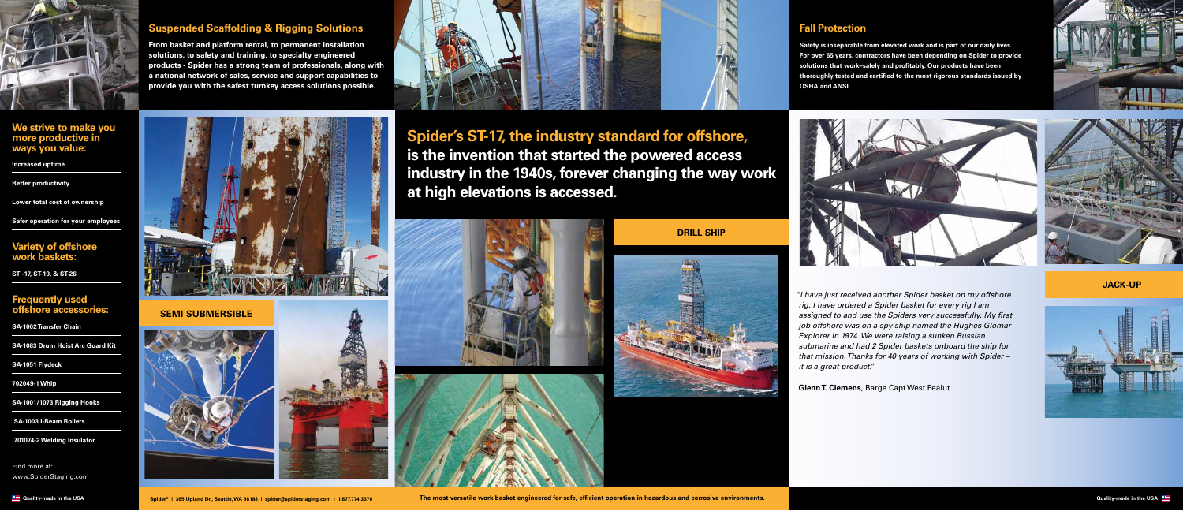## Suspended Scaffolding & Rigging Solutions

**From basket and platform rental, to permanent installation solutions, to safety and training, to specialty engineered products - Spider has a strong team of professionals, along with a national network of sales, service and support capabilities to provide you with the safest turnkey access solutions possible.**

## Fall Protection

**Safety is inseparable from elevated work and is part of our daily lives. For over 65 years, contractors have been depending on Spider to provide solutions that work–safely and profitably. Our products have been thoroughly tested and certified to the most rigorous standards issued by OSHA and ANSI.**

## We strive to make you more productive in ways you value:

- Increased uptime
- Better productivity
- Lower total cost of ownership
- Safer operation for your employees

## Variety of offshore work baskets:

ST -17, ST-19, & ST-26

## Frequently used offshore accessories:

- SA-1002 Transfer Chain
- SA-1083 Drum Hoist Arc Guard Kit
- SA-1051 Flydeck
- 702049-1 Whip
- SA-1001/1073 Rigging Hooks
- SA-1003 I-Beam Rollers
- 701074-2 Welding Insulator

Find more at:
www.SpiderStaging.com

**SEMI SUBMERSIBLE**

# Spider's ST-17, the industry standard for offshore, is the invention that started the powered access industry in the 1940s, forever changing the way work at high elevations is accessed.

**DRILL SHIP**

**JACK-UP**

*"I have just received another Spider basket on my offshore rig. I have ordered a Spider basket for every rig I am assigned to and use the Spiders very successfully. My first job offshore was on a spy ship named the Hughes Glomar Explorer in 1974. We were raising a sunken Russian submarine and had 2 Spider baskets onboard the ship for that mission. Thanks for 40 years of working with Spider – it is a great product."*

**Glenn T. Clemens**, Barge Capt West Pealut

Quality-made in the USA

Spider® | 365 Upland Dr., Seattle, WA 98188 | spider@spiderstaging.com | 1.877.774.3370

**The most versatile work basket engineered for safe, efficient operation in hazardous and corrosive environments.**

Quality-made in the USA